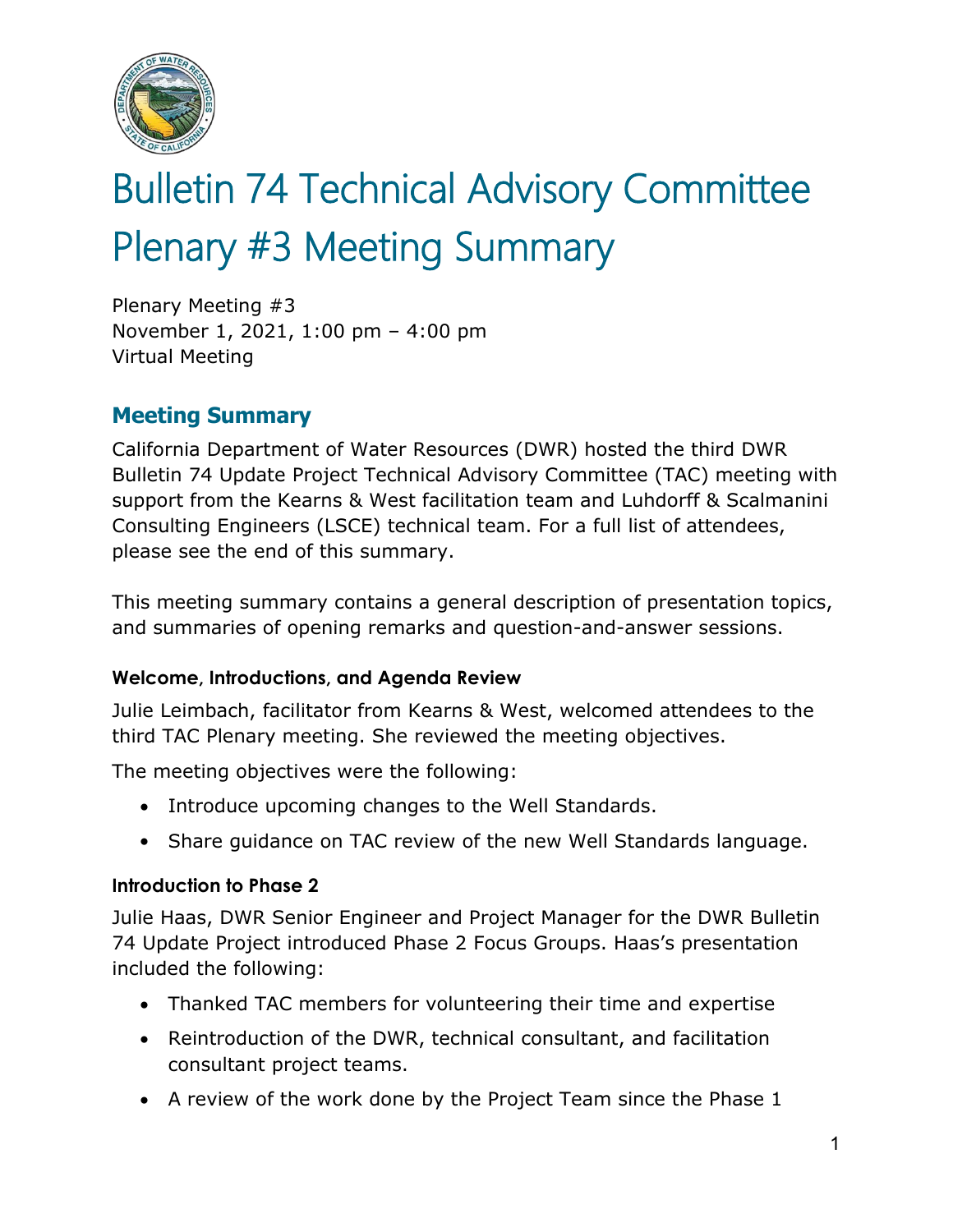# Bulletin 74 Technical Advisory Committee Plenary #3 Meeting Summary

Plenary Meeting #3
November 1, 2021, 1:00 pm – 4:00 pm
Virtual Meeting

## Meeting Summary

California Department of Water Resources (DWR) hosted the third DWR Bulletin 74 Update Project Technical Advisory Committee (TAC) meeting with support from the Kearns & West facilitation team and Luhdorff & Scalmanini Consulting Engineers (LSCE) technical team. For a full list of attendees, please see the end of this summary.

This meeting summary contains a general description of presentation topics, and summaries of opening remarks and question-and-answer sessions.

### Welcome, Introductions, and Agenda Review

Julie Leimbach, facilitator from Kearns & West, welcomed attendees to the third TAC Plenary meeting. She reviewed the meeting objectives.

The meeting objectives were the following:

- Introduce upcoming changes to the Well Standards.
- Share guidance on TAC review of the new Well Standards language.

### Introduction to Phase 2

Julie Haas, DWR Senior Engineer and Project Manager for the DWR Bulletin 74 Update Project introduced Phase 2 Focus Groups. Haas's presentation included the following:

- Thanked TAC members for volunteering their time and expertise
- Reintroduction of the DWR, technical consultant, and facilitation consultant project teams.
- A review of the work done by the Project Team since the Phase 1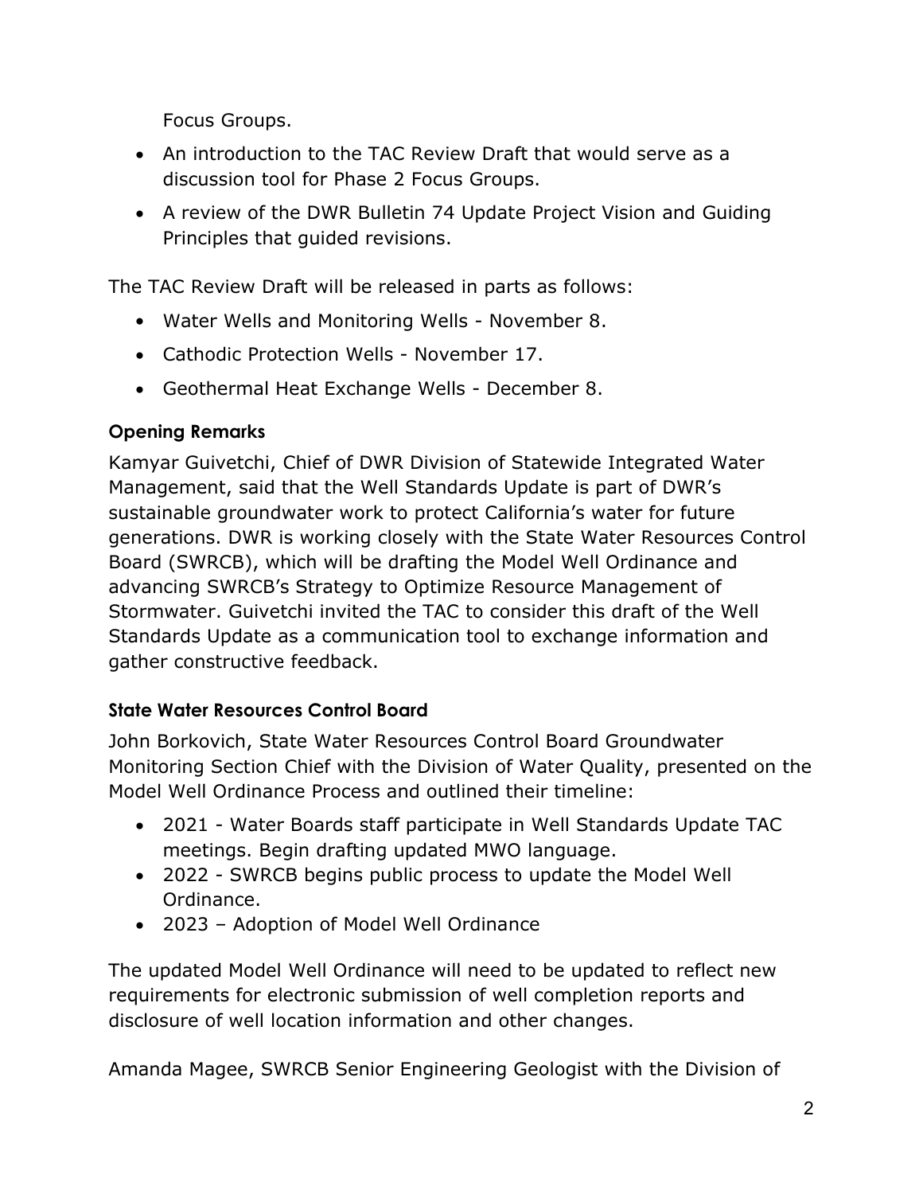Focus Groups.

- An introduction to the TAC Review Draft that would serve as a discussion tool for Phase 2 Focus Groups.
- A review of the DWR Bulletin 74 Update Project Vision and Guiding Principles that guided revisions.

The TAC Review Draft will be released in parts as follows:

- Water Wells and Monitoring Wells - November 8.
- Cathodic Protection Wells - November 17.
- Geothermal Heat Exchange Wells - December 8.

### Opening Remarks

Kamyar Guivetchi, Chief of DWR Division of Statewide Integrated Water Management, said that the Well Standards Update is part of DWR's sustainable groundwater work to protect California's water for future generations. DWR is working closely with the State Water Resources Control Board (SWRCB), which will be drafting the Model Well Ordinance and advancing SWRCB's Strategy to Optimize Resource Management of Stormwater. Guivetchi invited the TAC to consider this draft of the Well Standards Update as a communication tool to exchange information and gather constructive feedback.

### State Water Resources Control Board

John Borkovich, State Water Resources Control Board Groundwater Monitoring Section Chief with the Division of Water Quality, presented on the Model Well Ordinance Process and outlined their timeline:

- 2021 - Water Boards staff participate in Well Standards Update TAC meetings. Begin drafting updated MWO language.
- 2022 - SWRCB begins public process to update the Model Well Ordinance.
- 2023 – Adoption of Model Well Ordinance

The updated Model Well Ordinance will need to be updated to reflect new requirements for electronic submission of well completion reports and disclosure of well location information and other changes.

Amanda Magee, SWRCB Senior Engineering Geologist with the Division of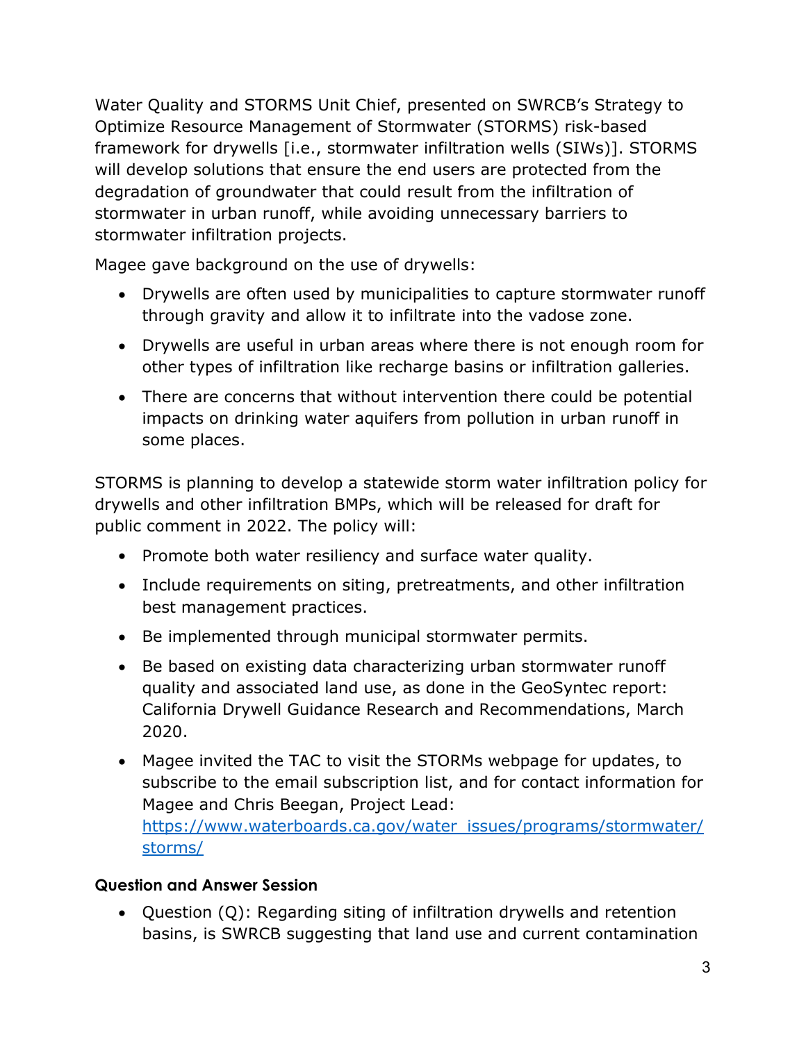Water Quality and STORMS Unit Chief, presented on SWRCB's Strategy to Optimize Resource Management of Stormwater (STORMS) risk-based framework for drywells [i.e., stormwater infiltration wells (SIWs)]. STORMS will develop solutions that ensure the end users are protected from the degradation of groundwater that could result from the infiltration of stormwater in urban runoff, while avoiding unnecessary barriers to stormwater infiltration projects.

Magee gave background on the use of drywells:

- Drywells are often used by municipalities to capture stormwater runoff through gravity and allow it to infiltrate into the vadose zone.
- Drywells are useful in urban areas where there is not enough room for other types of infiltration like recharge basins or infiltration galleries.
- There are concerns that without intervention there could be potential impacts on drinking water aquifers from pollution in urban runoff in some places.

STORMS is planning to develop a statewide storm water infiltration policy for drywells and other infiltration BMPs, which will be released for draft for public comment in 2022. The policy will:

- Promote both water resiliency and surface water quality.
- Include requirements on siting, pretreatments, and other infiltration best management practices.
- Be implemented through municipal stormwater permits.
- Be based on existing data characterizing urban stormwater runoff quality and associated land use, as done in the GeoSyntec report: California Drywell Guidance Research and Recommendations, March 2020.
- Magee invited the TAC to visit the STORMs webpage for updates, to subscribe to the email subscription list, and for contact information for Magee and Chris Beegan, Project Lead: [https://www.waterboards.ca.gov/water_issues/programs/stormwater/storms/](https://www.waterboards.ca.gov/water_issues/programs/stormwater/storms/)

**Question and Answer Session**

- Question (Q): Regarding siting of infiltration drywells and retention basins, is SWRCB suggesting that land use and current contamination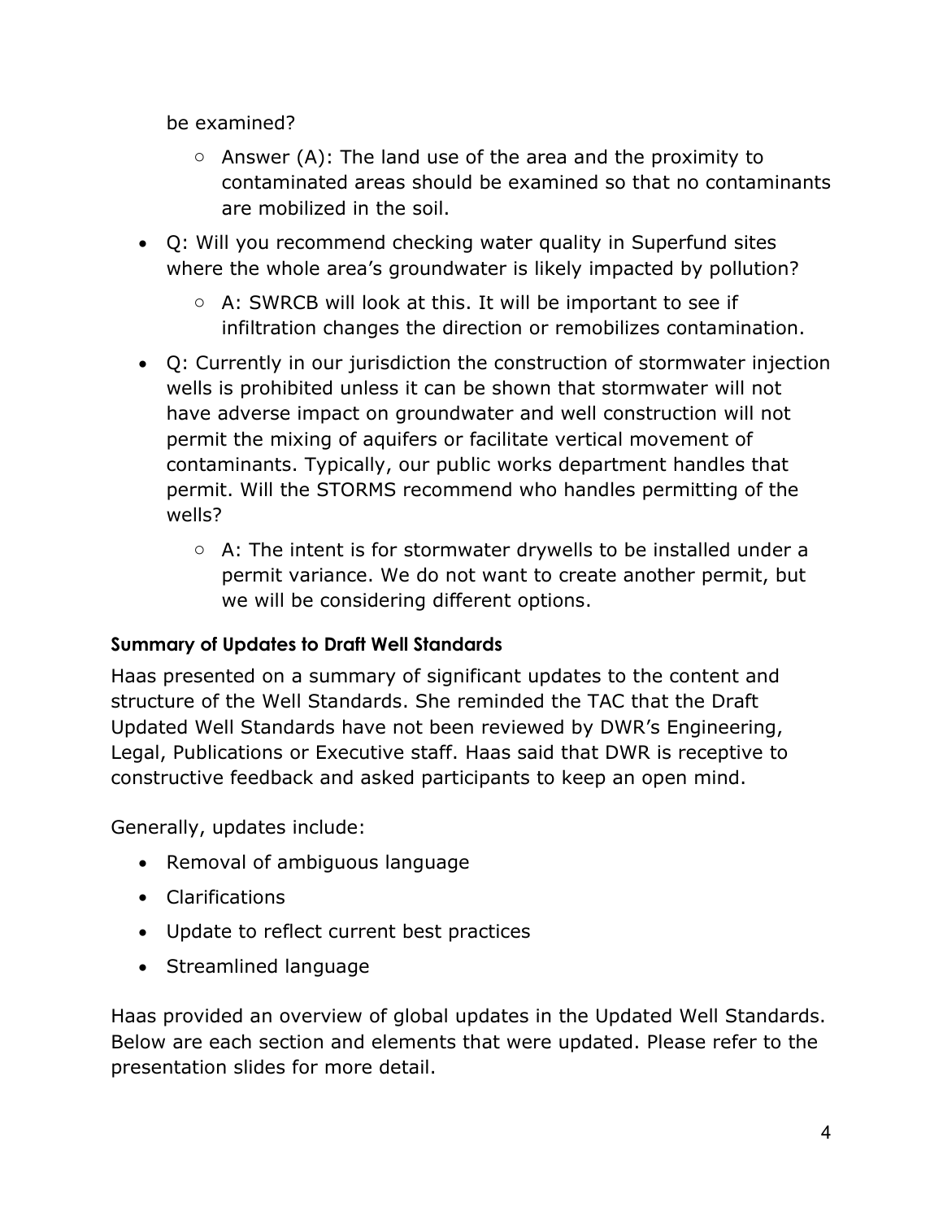be examined?

  - Answer (A): The land use of the area and the proximity to contaminated areas should be examined so that no contaminants are mobilized in the soil.

- Q: Will you recommend checking water quality in Superfund sites where the whole area's groundwater is likely impacted by pollution?
  - A: SWRCB will look at this. It will be important to see if infiltration changes the direction or remobilizes contamination.
- Q: Currently in our jurisdiction the construction of stormwater injection wells is prohibited unless it can be shown that stormwater will not have adverse impact on groundwater and well construction will not permit the mixing of aquifers or facilitate vertical movement of contaminants. Typically, our public works department handles that permit. Will the STORMS recommend who handles permitting of the wells?
  - A: The intent is for stormwater drywells to be installed under a permit variance. We do not want to create another permit, but we will be considering different options.

### Summary of Updates to Draft Well Standards

Haas presented on a summary of significant updates to the content and structure of the Well Standards. She reminded the TAC that the Draft Updated Well Standards have not been reviewed by DWR's Engineering, Legal, Publications or Executive staff. Haas said that DWR is receptive to constructive feedback and asked participants to keep an open mind.

Generally, updates include:

- Removal of ambiguous language
- Clarifications
- Update to reflect current best practices
- Streamlined language

Haas provided an overview of global updates in the Updated Well Standards. Below are each section and elements that were updated. Please refer to the presentation slides for more detail.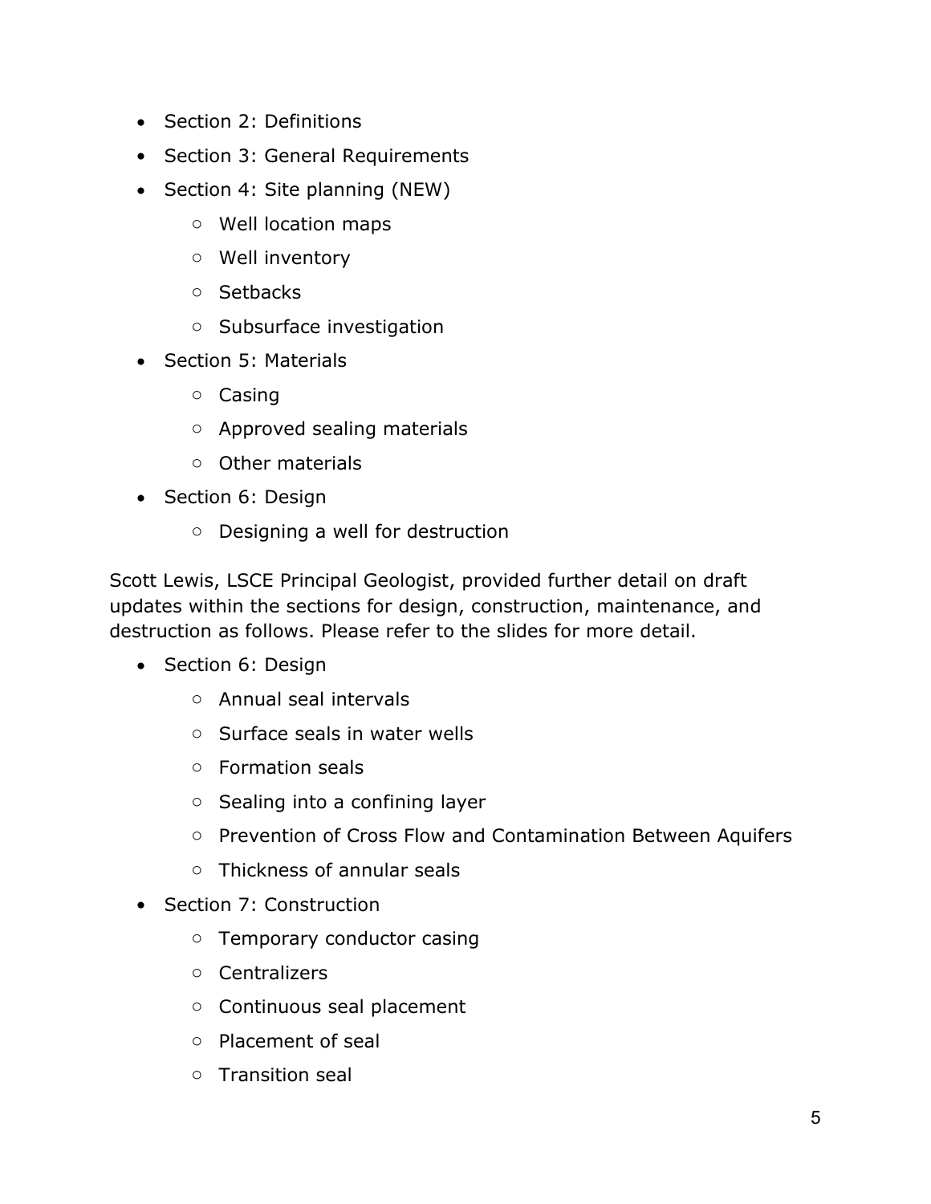- Section 2: Definitions
- Section 3: General Requirements
- Section 4: Site planning (NEW)
  - Well location maps
  - Well inventory
  - Setbacks
  - Subsurface investigation
- Section 5: Materials
  - Casing
  - Approved sealing materials
  - Other materials
- Section 6: Design
  - Designing a well for destruction

Scott Lewis, LSCE Principal Geologist, provided further detail on draft updates within the sections for design, construction, maintenance, and destruction as follows. Please refer to the slides for more detail.

- Section 6: Design
  - Annual seal intervals
  - Surface seals in water wells
  - Formation seals
  - Sealing into a confining layer
  - Prevention of Cross Flow and Contamination Between Aquifers
  - Thickness of annular seals
- Section 7: Construction
  - Temporary conductor casing
  - Centralizers
  - Continuous seal placement
  - Placement of seal
  - Transition seal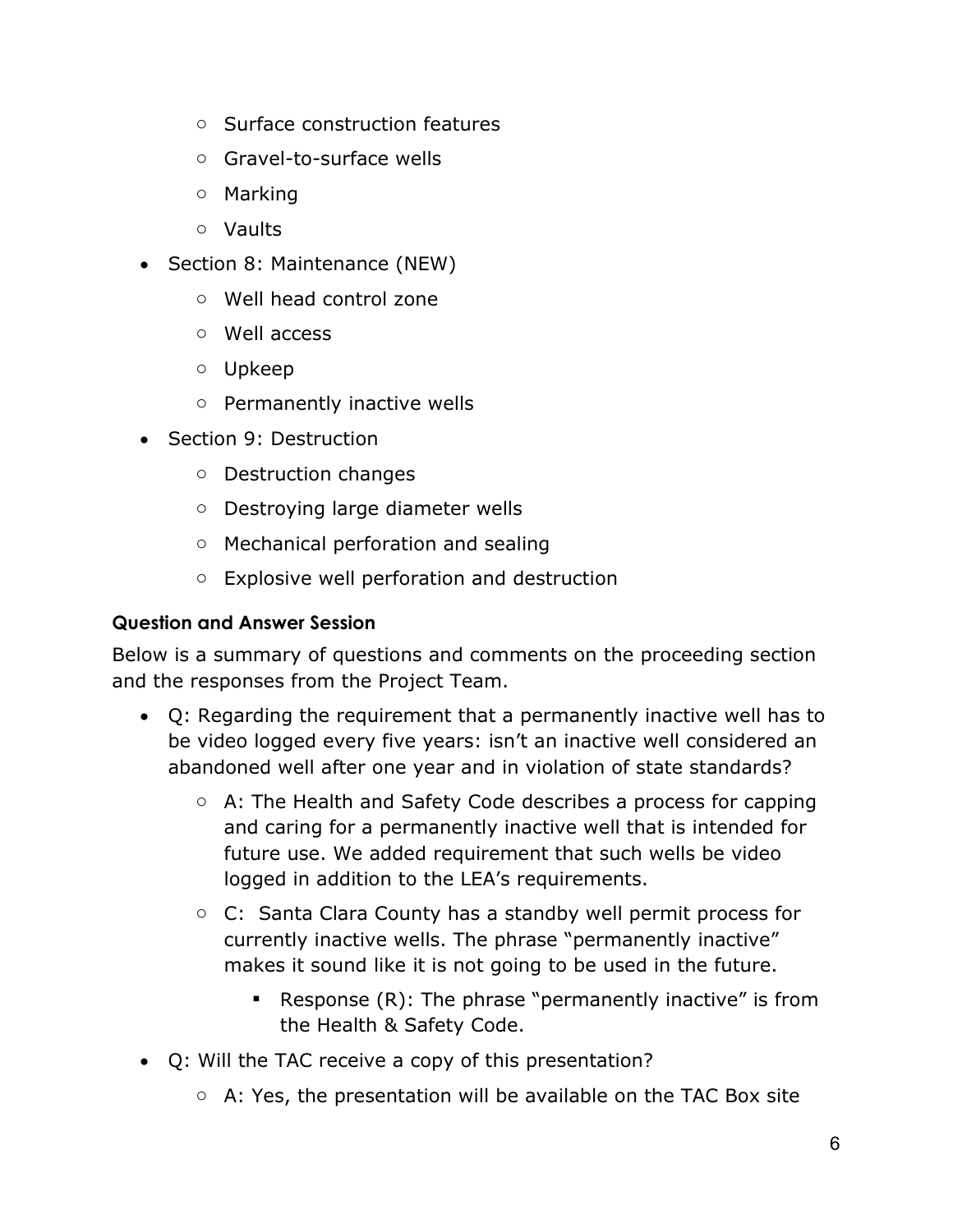- Surface construction features
    - Gravel-to-surface wells
    - Marking
    - Vaults
- Section 8: Maintenance (NEW)
    - Well head control zone
    - Well access
    - Upkeep
    - Permanently inactive wells
- Section 9: Destruction
    - Destruction changes
    - Destroying large diameter wells
    - Mechanical perforation and sealing
    - Explosive well perforation and destruction

#### Question and Answer Session

Below is a summary of questions and comments on the proceeding section and the responses from the Project Team.

- Q: Regarding the requirement that a permanently inactive well has to be video logged every five years: isn't an inactive well considered an abandoned well after one year and in violation of state standards?
    - A: The Health and Safety Code describes a process for capping and caring for a permanently inactive well that is intended for future use. We added requirement that such wells be video logged in addition to the LEA's requirements.
    - C: Santa Clara County has a standby well permit process for currently inactive wells. The phrase "permanently inactive" makes it sound like it is not going to be used in the future.
        - Response (R): The phrase "permanently inactive" is from the Health & Safety Code.
- Q: Will the TAC receive a copy of this presentation?
    - A: Yes, the presentation will be available on the TAC Box site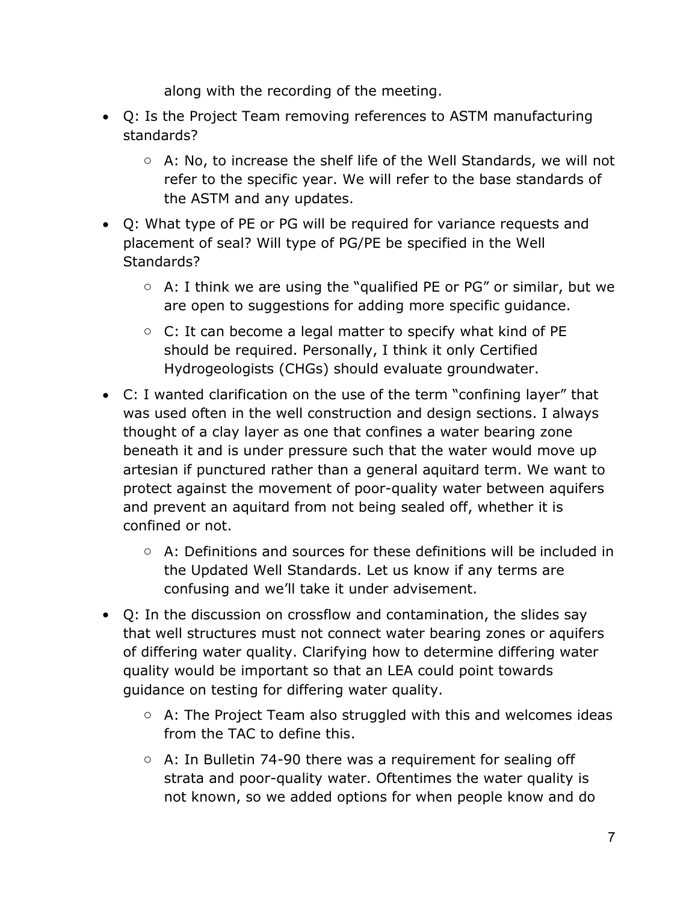along with the recording of the meeting.

- Q: Is the Project Team removing references to ASTM manufacturing standards?
  - A: No, to increase the shelf life of the Well Standards, we will not refer to the specific year. We will refer to the base standards of the ASTM and any updates.
- Q: What type of PE or PG will be required for variance requests and placement of seal? Will type of PG/PE be specified in the Well Standards?
  - A: I think we are using the "qualified PE or PG" or similar, but we are open to suggestions for adding more specific guidance.
  - C: It can become a legal matter to specify what kind of PE should be required. Personally, I think it only Certified Hydrogeologists (CHGs) should evaluate groundwater.
- C: I wanted clarification on the use of the term "confining layer" that was used often in the well construction and design sections. I always thought of a clay layer as one that confines a water bearing zone beneath it and is under pressure such that the water would move up artesian if punctured rather than a general aquitard term. We want to protect against the movement of poor-quality water between aquifers and prevent an aquitard from not being sealed off, whether it is confined or not.
  - A: Definitions and sources for these definitions will be included in the Updated Well Standards. Let us know if any terms are confusing and we'll take it under advisement.
- Q: In the discussion on crossflow and contamination, the slides say that well structures must not connect water bearing zones or aquifers of differing water quality. Clarifying how to determine differing water quality would be important so that an LEA could point towards guidance on testing for differing water quality.
  - A: The Project Team also struggled with this and welcomes ideas from the TAC to define this.
  - A: In Bulletin 74-90 there was a requirement for sealing off strata and poor-quality water. Oftentimes the water quality is not known, so we added options for when people know and do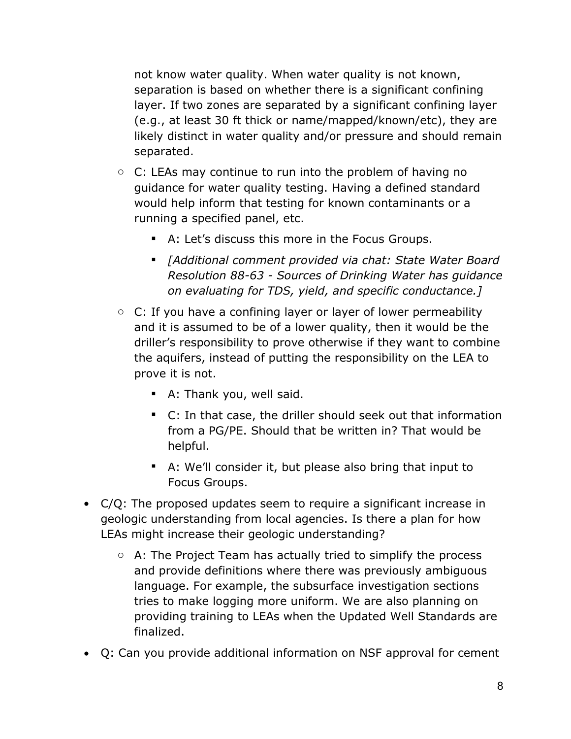not know water quality. When water quality is not known, separation is based on whether there is a significant confining layer. If two zones are separated by a significant confining layer (e.g., at least 30 ft thick or name/mapped/known/etc), they are likely distinct in water quality and/or pressure and should remain separated.

    - C: LEAs may continue to run into the problem of having no guidance for water quality testing. Having a defined standard would help inform that testing for known contaminants or a running a specified panel, etc.
        - A: Let's discuss this more in the Focus Groups.
        - *[Additional comment provided via chat: State Water Board Resolution 88-63 - Sources of Drinking Water has guidance on evaluating for TDS, yield, and specific conductance.]*
    - C: If you have a confining layer or layer of lower permeability and it is assumed to be of a lower quality, then it would be the driller's responsibility to prove otherwise if they want to combine the aquifers, instead of putting the responsibility on the LEA to prove it is not.
        - A: Thank you, well said.
        - C: In that case, the driller should seek out that information from a PG/PE. Should that be written in? That would be helpful.
        - A: We'll consider it, but please also bring that input to Focus Groups.
- C/Q: The proposed updates seem to require a significant increase in geologic understanding from local agencies. Is there a plan for how LEAs might increase their geologic understanding?
    - A: The Project Team has actually tried to simplify the process and provide definitions where there was previously ambiguous language. For example, the subsurface investigation sections tries to make logging more uniform. We are also planning on providing training to LEAs when the Updated Well Standards are finalized.
- Q: Can you provide additional information on NSF approval for cement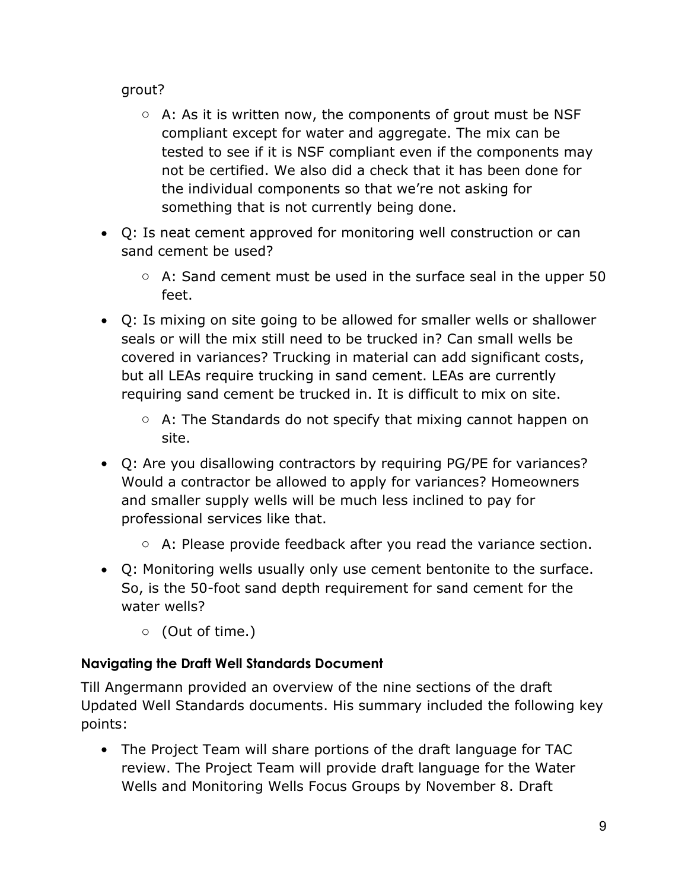grout?

  - A: As it is written now, the components of grout must be NSF compliant except for water and aggregate. The mix can be tested to see if it is NSF compliant even if the components may not be certified. We also did a check that it has been done for the individual components so that we're not asking for something that is not currently being done.
- Q: Is neat cement approved for monitoring well construction or can sand cement be used?
  - A: Sand cement must be used in the surface seal in the upper 50 feet.
- Q: Is mixing on site going to be allowed for smaller wells or shallower seals or will the mix still need to be trucked in? Can small wells be covered in variances? Trucking in material can add significant costs, but all LEAs require trucking in sand cement. LEAs are currently requiring sand cement be trucked in. It is difficult to mix on site.
  - A: The Standards do not specify that mixing cannot happen on site.
- Q: Are you disallowing contractors by requiring PG/PE for variances? Would a contractor be allowed to apply for variances? Homeowners and smaller supply wells will be much less inclined to pay for professional services like that.
  - A: Please provide feedback after you read the variance section.
- Q: Monitoring wells usually only use cement bentonite to the surface. So, is the 50-foot sand depth requirement for sand cement for the water wells?
  - (Out of time.)

### Navigating the Draft Well Standards Document

Till Angermann provided an overview of the nine sections of the draft Updated Well Standards documents. His summary included the following key points:

- The Project Team will share portions of the draft language for TAC review. The Project Team will provide draft language for the Water Wells and Monitoring Wells Focus Groups by November 8. Draft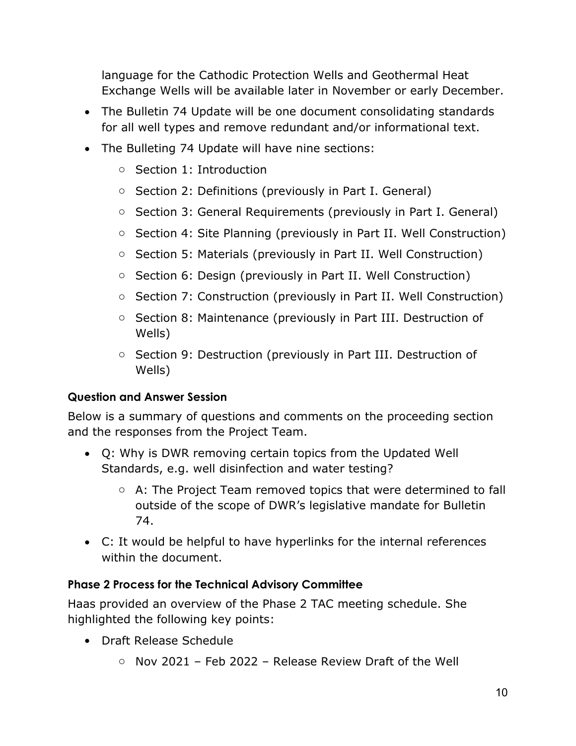language for the Cathodic Protection Wells and Geothermal Heat Exchange Wells will be available later in November or early December.

- The Bulletin 74 Update will be one document consolidating standards for all well types and remove redundant and/or informational text.
- The Bulleting 74 Update will have nine sections:
  - Section 1: Introduction
  - Section 2: Definitions (previously in Part I. General)
  - Section 3: General Requirements (previously in Part I. General)
  - Section 4: Site Planning (previously in Part II. Well Construction)
  - Section 5: Materials (previously in Part II. Well Construction)
  - Section 6: Design (previously in Part II. Well Construction)
  - Section 7: Construction (previously in Part II. Well Construction)
  - Section 8: Maintenance (previously in Part III. Destruction of Wells)
  - Section 9: Destruction (previously in Part III. Destruction of Wells)

#### Question and Answer Session

Below is a summary of questions and comments on the proceeding section and the responses from the Project Team.

- Q: Why is DWR removing certain topics from the Updated Well Standards, e.g. well disinfection and water testing?
  - A: The Project Team removed topics that were determined to fall outside of the scope of DWR's legislative mandate for Bulletin 74.
- C: It would be helpful to have hyperlinks for the internal references within the document.

#### Phase 2 Process for the Technical Advisory Committee

Haas provided an overview of the Phase 2 TAC meeting schedule. She highlighted the following key points:

- Draft Release Schedule
  - Nov 2021 – Feb 2022 – Release Review Draft of the Well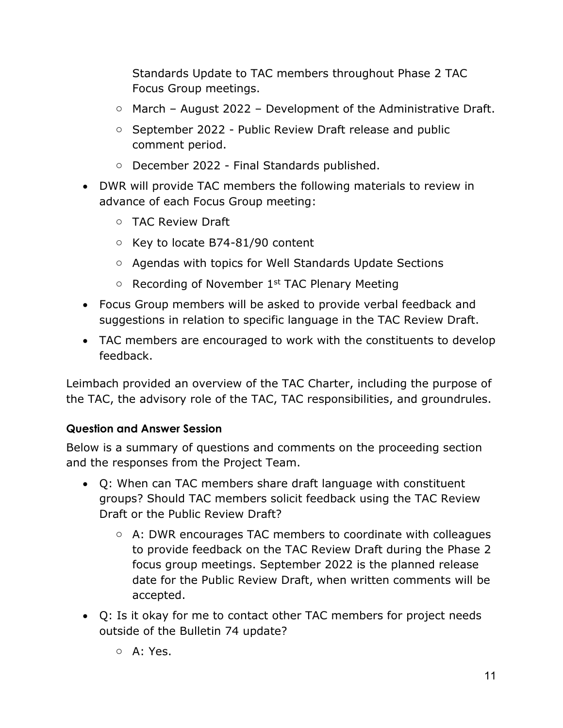Standards Update to TAC members throughout Phase 2 TAC Focus Group meetings.
  - March – August 2022 – Development of the Administrative Draft.
  - September 2022 - Public Review Draft release and public comment period.
  - December 2022 - Final Standards published.
- DWR will provide TAC members the following materials to review in advance of each Focus Group meeting:
  - TAC Review Draft
  - Key to locate B74-81/90 content
  - Agendas with topics for Well Standards Update Sections
  - Recording of November 1st TAC Plenary Meeting
- Focus Group members will be asked to provide verbal feedback and suggestions in relation to specific language in the TAC Review Draft.
- TAC members are encouraged to work with the constituents to develop feedback.

Leimbach provided an overview of the TAC Charter, including the purpose of the TAC, the advisory role of the TAC, TAC responsibilities, and groundrules.

### Question and Answer Session

Below is a summary of questions and comments on the proceeding section and the responses from the Project Team.

- Q: When can TAC members share draft language with constituent groups? Should TAC members solicit feedback using the TAC Review Draft or the Public Review Draft?
  - A: DWR encourages TAC members to coordinate with colleagues to provide feedback on the TAC Review Draft during the Phase 2 focus group meetings. September 2022 is the planned release date for the Public Review Draft, when written comments will be accepted.
- Q: Is it okay for me to contact other TAC members for project needs outside of the Bulletin 74 update?
  - A: Yes.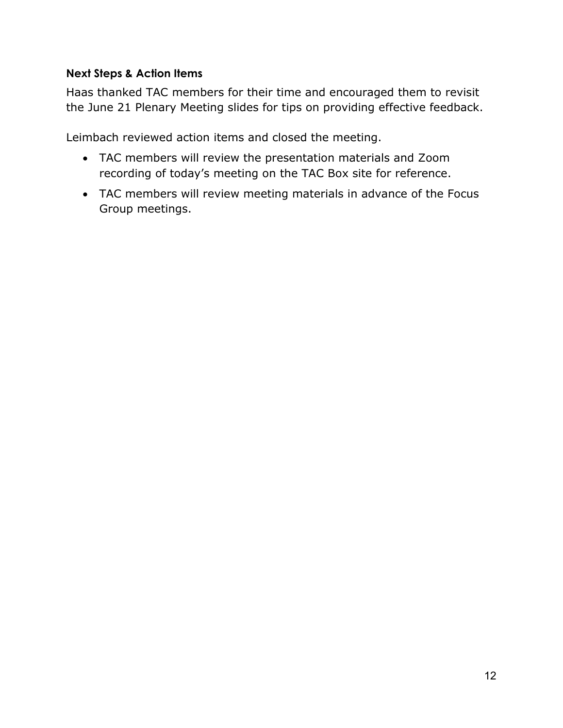**Next Steps & Action Items**

Haas thanked TAC members for their time and encouraged them to revisit the June 21 Plenary Meeting slides for tips on providing effective feedback.

Leimbach reviewed action items and closed the meeting.

- TAC members will review the presentation materials and Zoom recording of today's meeting on the TAC Box site for reference.
- TAC members will review meeting materials in advance of the Focus Group meetings.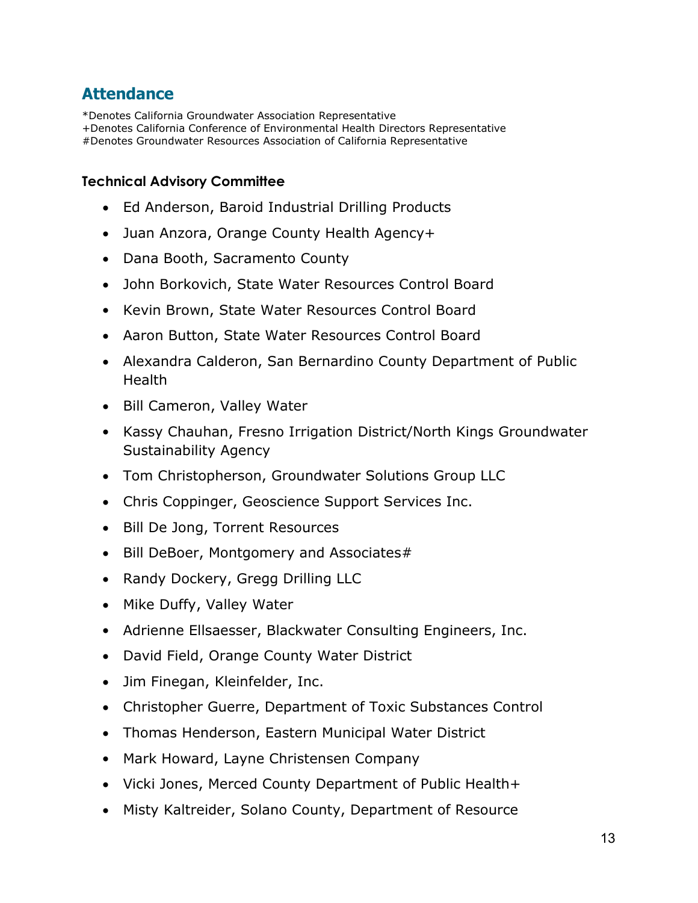## Attendance

*Denotes California Groundwater Association Representative
+Denotes California Conference of Environmental Health Directors Representative
#Denotes Groundwater Resources Association of California Representative

### Technical Advisory Committee

- Ed Anderson, Baroid Industrial Drilling Products
- Juan Anzora, Orange County Health Agency+
- Dana Booth, Sacramento County
- John Borkovich, State Water Resources Control Board
- Kevin Brown, State Water Resources Control Board
- Aaron Button, State Water Resources Control Board
- Alexandra Calderon, San Bernardino County Department of Public Health
- Bill Cameron, Valley Water
- Kassy Chauhan, Fresno Irrigation District/North Kings Groundwater Sustainability Agency
- Tom Christopherson, Groundwater Solutions Group LLC
- Chris Coppinger, Geoscience Support Services Inc.
- Bill De Jong, Torrent Resources
- Bill DeBoer, Montgomery and Associates#
- Randy Dockery, Gregg Drilling LLC
- Mike Duffy, Valley Water
- Adrienne Ellsaesser, Blackwater Consulting Engineers, Inc.
- David Field, Orange County Water District
- Jim Finegan, Kleinfelder, Inc.
- Christopher Guerre, Department of Toxic Substances Control
- Thomas Henderson, Eastern Municipal Water District
- Mark Howard, Layne Christensen Company
- Vicki Jones, Merced County Department of Public Health+
- Misty Kaltreider, Solano County, Department of Resource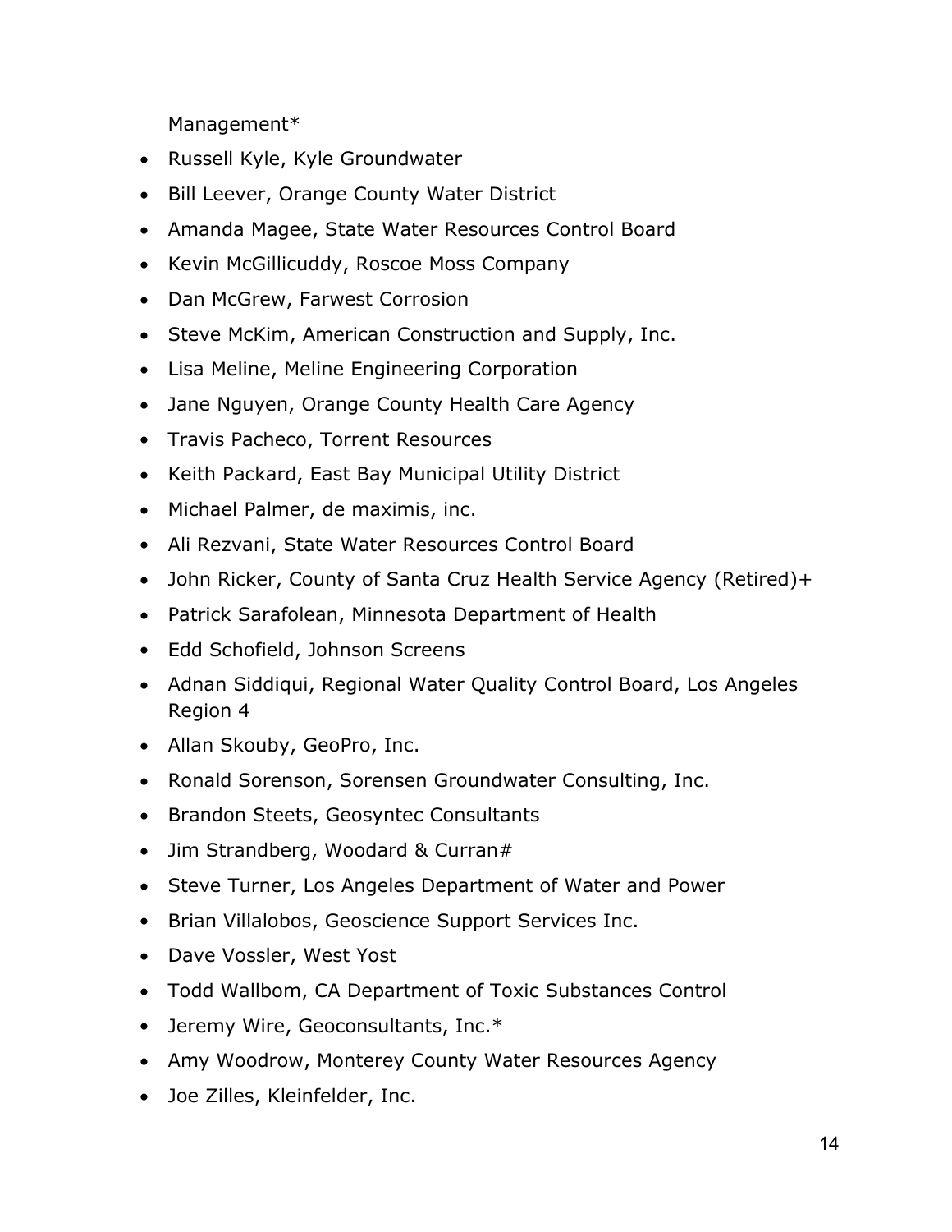Management*

- Russell Kyle, Kyle Groundwater
- Bill Leever, Orange County Water District
- Amanda Magee, State Water Resources Control Board
- Kevin McGillicuddy, Roscoe Moss Company
- Dan McGrew, Farwest Corrosion
- Steve McKim, American Construction and Supply, Inc.
- Lisa Meline, Meline Engineering Corporation
- Jane Nguyen, Orange County Health Care Agency
- Travis Pacheco, Torrent Resources
- Keith Packard, East Bay Municipal Utility District
- Michael Palmer, de maximis, inc.
- Ali Rezvani, State Water Resources Control Board
- John Ricker, County of Santa Cruz Health Service Agency (Retired)+
- Patrick Sarafolean, Minnesota Department of Health
- Edd Schofield, Johnson Screens
- Adnan Siddiqui, Regional Water Quality Control Board, Los Angeles Region 4
- Allan Skouby, GeoPro, Inc.
- Ronald Sorenson, Sorensen Groundwater Consulting, Inc.
- Brandon Steets, Geosyntec Consultants
- Jim Strandberg, Woodard & Curran#
- Steve Turner, Los Angeles Department of Water and Power
- Brian Villalobos, Geoscience Support Services Inc.
- Dave Vossler, West Yost
- Todd Wallbom, CA Department of Toxic Substances Control
- Jeremy Wire, Geoconsultants, Inc.*
- Amy Woodrow, Monterey County Water Resources Agency
- Joe Zilles, Kleinfelder, Inc.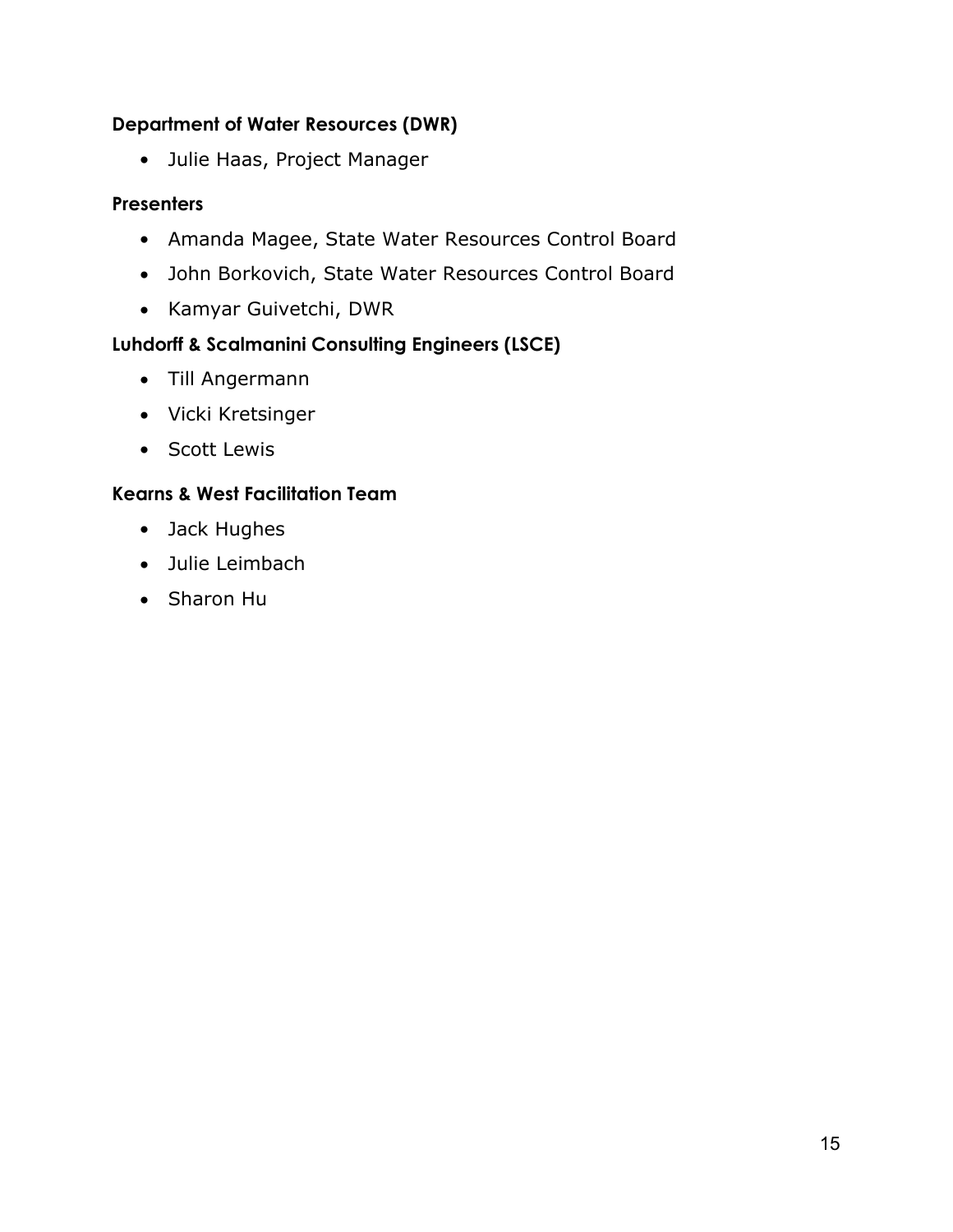**Department of Water Resources (DWR)**

- Julie Haas, Project Manager

**Presenters**

- Amanda Magee, State Water Resources Control Board
- John Borkovich, State Water Resources Control Board
- Kamyar Guivetchi, DWR

**Luhdorff & Scalmanini Consulting Engineers (LSCE)**

- Till Angermann
- Vicki Kretsinger
- Scott Lewis

**Kearns & West Facilitation Team**

- Jack Hughes
- Julie Leimbach
- Sharon Hu